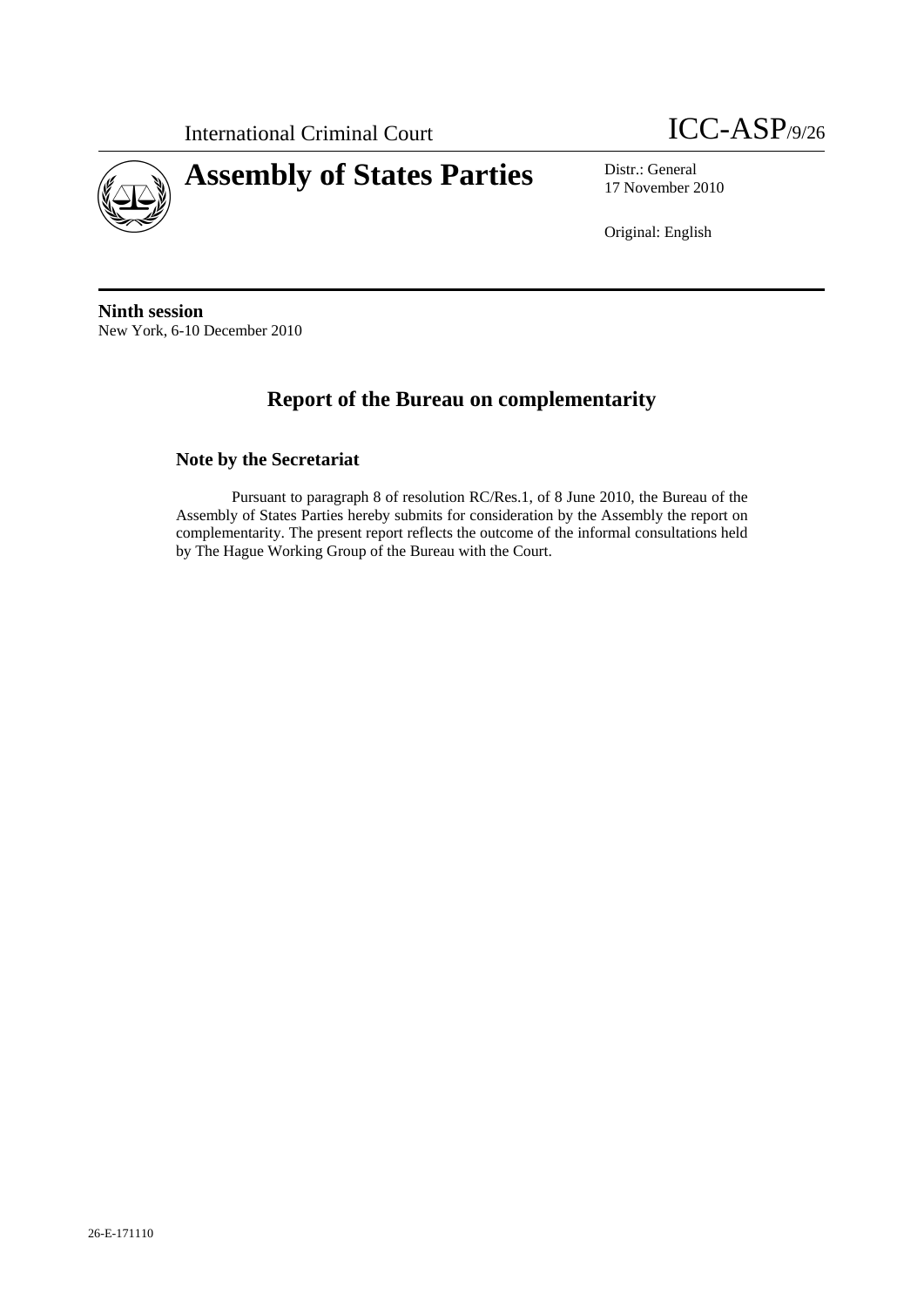International Criminal Court

ICC-ASP/9/26

# Assembly of States Parties

Distr.: General
17 November 2010

Original: English

**Ninth session**
New York, 6-10 December 2010

## Report of the Bureau on complementarity

### Note by the Secretariat

Pursuant to paragraph 8 of resolution RC/Res.1, of 8 June 2010, the Bureau of the Assembly of States Parties hereby submits for consideration by the Assembly the report on complementarity. The present report reflects the outcome of the informal consultations held by The Hague Working Group of the Bureau with the Court.

26-E-171110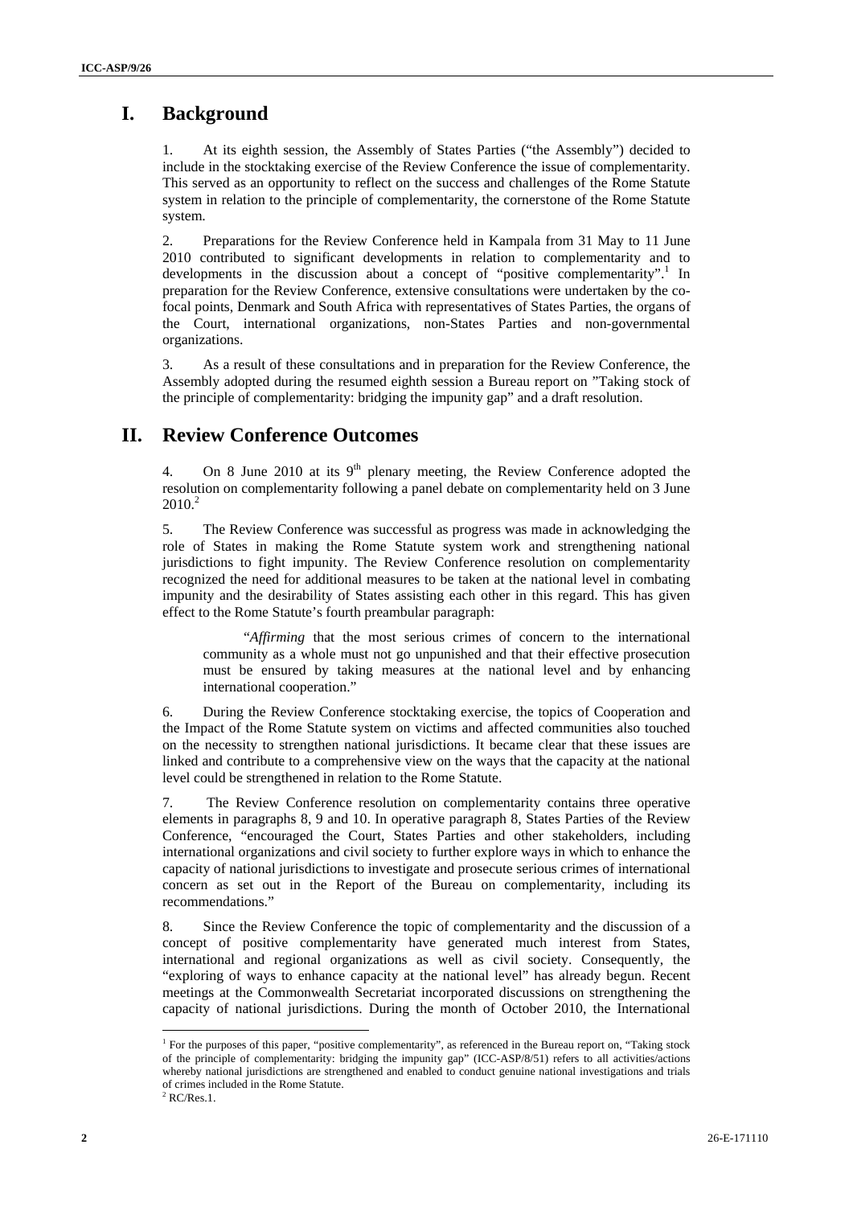# I. Background

1. At its eighth session, the Assembly of States Parties ("the Assembly") decided to include in the stocktaking exercise of the Review Conference the issue of complementarity. This served as an opportunity to reflect on the success and challenges of the Rome Statute system in relation to the principle of complementarity, the cornerstone of the Rome Statute system.

2. Preparations for the Review Conference held in Kampala from 31 May to 11 June 2010 contributed to significant developments in relation to complementarity and to developments in the discussion about a concept of "positive complementarity".[1] In preparation for the Review Conference, extensive consultations were undertaken by the co-focal points, Denmark and South Africa with representatives of States Parties, the organs of the Court, international organizations, non-States Parties and non-governmental organizations.

3. As a result of these consultations and in preparation for the Review Conference, the Assembly adopted during the resumed eighth session a Bureau report on "Taking stock of the principle of complementarity: bridging the impunity gap" and a draft resolution.

# II. Review Conference Outcomes

4. On 8 June 2010 at its 9th plenary meeting, the Review Conference adopted the resolution on complementarity following a panel debate on complementarity held on 3 June 2010.[2]

5. The Review Conference was successful as progress was made in acknowledging the role of States in making the Rome Statute system work and strengthening national jurisdictions to fight impunity. The Review Conference resolution on complementarity recognized the need for additional measures to be taken at the national level in combating impunity and the desirability of States assisting each other in this regard. This has given effect to the Rome Statute's fourth preambular paragraph:

> "*Affirming* that the most serious crimes of concern to the international community as a whole must not go unpunished and that their effective prosecution must be ensured by taking measures at the national level and by enhancing international cooperation."

6. During the Review Conference stocktaking exercise, the topics of Cooperation and the Impact of the Rome Statute system on victims and affected communities also touched on the necessity to strengthen national jurisdictions. It became clear that these issues are linked and contribute to a comprehensive view on the ways that the capacity at the national level could be strengthened in relation to the Rome Statute.

7. The Review Conference resolution on complementarity contains three operative elements in paragraphs 8, 9 and 10. In operative paragraph 8, States Parties of the Review Conference, "encouraged the Court, States Parties and other stakeholders, including international organizations and civil society to further explore ways in which to enhance the capacity of national jurisdictions to investigate and prosecute serious crimes of international concern as set out in the Report of the Bureau on complementarity, including its recommendations."

8. Since the Review Conference the topic of complementarity and the discussion of a concept of positive complementarity have generated much interest from States, international and regional organizations as well as civil society. Consequently, the "exploring of ways to enhance capacity at the national level" has already begun. Recent meetings at the Commonwealth Secretariat incorporated discussions on strengthening the capacity of national jurisdictions. During the month of October 2010, the International

---

[1] For the purposes of this paper, "positive complementarity", as referenced in the Bureau report on, "Taking stock of the principle of complementarity: bridging the impunity gap" (ICC-ASP/8/51) refers to all activities/actions whereby national jurisdictions are strengthened and enabled to conduct genuine national investigations and trials of crimes included in the Rome Statute.

[2] RC/Res.1.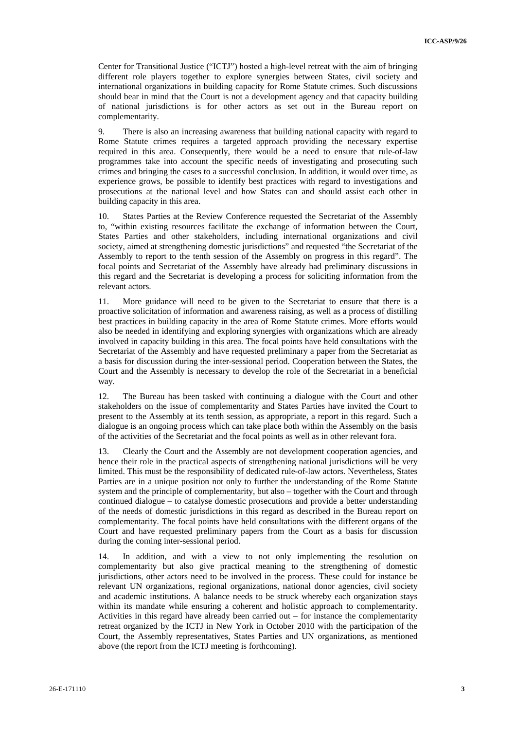Center for Transitional Justice ("ICTJ") hosted a high-level retreat with the aim of bringing different role players together to explore synergies between States, civil society and international organizations in building capacity for Rome Statute crimes. Such discussions should bear in mind that the Court is not a development agency and that capacity building of national jurisdictions is for other actors as set out in the Bureau report on complementarity.

9. There is also an increasing awareness that building national capacity with regard to Rome Statute crimes requires a targeted approach providing the necessary expertise required in this area. Consequently, there would be a need to ensure that rule-of-law programmes take into account the specific needs of investigating and prosecuting such crimes and bringing the cases to a successful conclusion. In addition, it would over time, as experience grows, be possible to identify best practices with regard to investigations and prosecutions at the national level and how States can and should assist each other in building capacity in this area.

10. States Parties at the Review Conference requested the Secretariat of the Assembly to, "within existing resources facilitate the exchange of information between the Court, States Parties and other stakeholders, including international organizations and civil society, aimed at strengthening domestic jurisdictions" and requested "the Secretariat of the Assembly to report to the tenth session of the Assembly on progress in this regard". The focal points and Secretariat of the Assembly have already had preliminary discussions in this regard and the Secretariat is developing a process for soliciting information from the relevant actors.

11. More guidance will need to be given to the Secretariat to ensure that there is a proactive solicitation of information and awareness raising, as well as a process of distilling best practices in building capacity in the area of Rome Statute crimes. More efforts would also be needed in identifying and exploring synergies with organizations which are already involved in capacity building in this area. The focal points have held consultations with the Secretariat of the Assembly and have requested preliminary a paper from the Secretariat as a basis for discussion during the inter-sessional period. Cooperation between the States, the Court and the Assembly is necessary to develop the role of the Secretariat in a beneficial way.

12. The Bureau has been tasked with continuing a dialogue with the Court and other stakeholders on the issue of complementarity and States Parties have invited the Court to present to the Assembly at its tenth session, as appropriate, a report in this regard. Such a dialogue is an ongoing process which can take place both within the Assembly on the basis of the activities of the Secretariat and the focal points as well as in other relevant fora.

13. Clearly the Court and the Assembly are not development cooperation agencies, and hence their role in the practical aspects of strengthening national jurisdictions will be very limited. This must be the responsibility of dedicated rule-of-law actors. Nevertheless, States Parties are in a unique position not only to further the understanding of the Rome Statute system and the principle of complementarity, but also – together with the Court and through continued dialogue – to catalyse domestic prosecutions and provide a better understanding of the needs of domestic jurisdictions in this regard as described in the Bureau report on complementarity. The focal points have held consultations with the different organs of the Court and have requested preliminary papers from the Court as a basis for discussion during the coming inter-sessional period.

14. In addition, and with a view to not only implementing the resolution on complementarity but also give practical meaning to the strengthening of domestic jurisdictions, other actors need to be involved in the process. These could for instance be relevant UN organizations, regional organizations, national donor agencies, civil society and academic institutions. A balance needs to be struck whereby each organization stays within its mandate while ensuring a coherent and holistic approach to complementarity. Activities in this regard have already been carried out – for instance the complementarity retreat organized by the ICTJ in New York in October 2010 with the participation of the Court, the Assembly representatives, States Parties and UN organizations, as mentioned above (the report from the ICTJ meeting is forthcoming).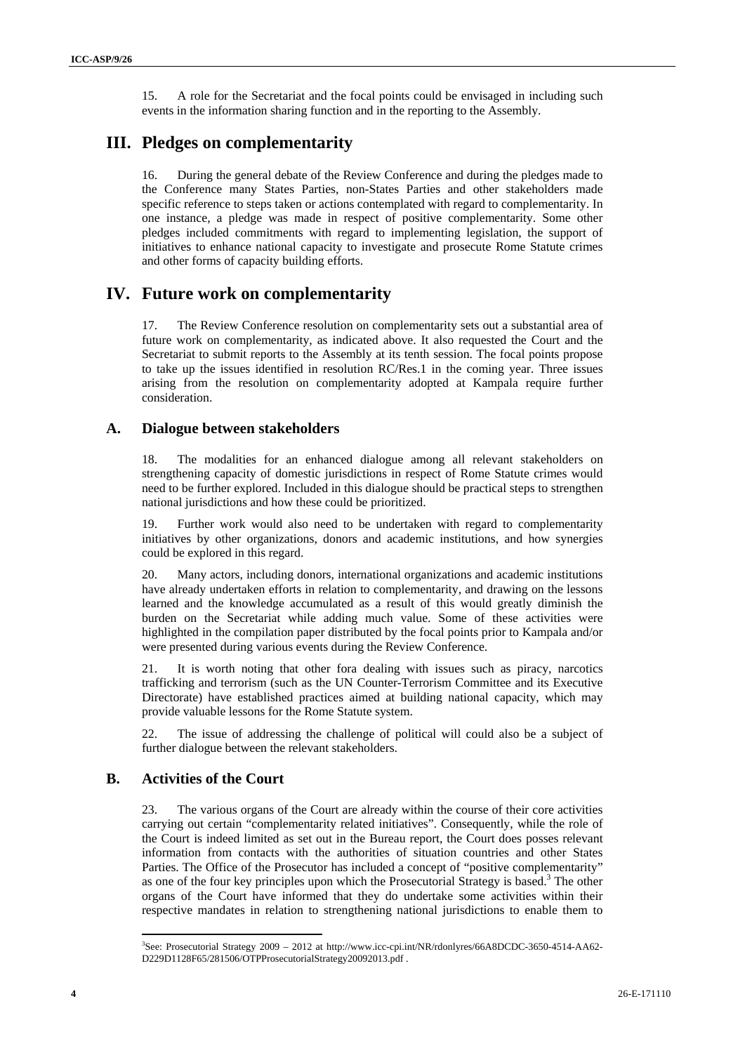15. A role for the Secretariat and the focal points could be envisaged in including such events in the information sharing function and in the reporting to the Assembly.

## III. Pledges on complementarity

16. During the general debate of the Review Conference and during the pledges made to the Conference many States Parties, non-States Parties and other stakeholders made specific reference to steps taken or actions contemplated with regard to complementarity. In one instance, a pledge was made in respect of positive complementarity. Some other pledges included commitments with regard to implementing legislation, the support of initiatives to enhance national capacity to investigate and prosecute Rome Statute crimes and other forms of capacity building efforts.

## IV. Future work on complementarity

17. The Review Conference resolution on complementarity sets out a substantial area of future work on complementarity, as indicated above. It also requested the Court and the Secretariat to submit reports to the Assembly at its tenth session. The focal points propose to take up the issues identified in resolution RC/Res.1 in the coming year. Three issues arising from the resolution on complementarity adopted at Kampala require further consideration.

### A. Dialogue between stakeholders

18. The modalities for an enhanced dialogue among all relevant stakeholders on strengthening capacity of domestic jurisdictions in respect of Rome Statute crimes would need to be further explored. Included in this dialogue should be practical steps to strengthen national jurisdictions and how these could be prioritized.

19. Further work would also need to be undertaken with regard to complementarity initiatives by other organizations, donors and academic institutions, and how synergies could be explored in this regard.

20. Many actors, including donors, international organizations and academic institutions have already undertaken efforts in relation to complementarity, and drawing on the lessons learned and the knowledge accumulated as a result of this would greatly diminish the burden on the Secretariat while adding much value. Some of these activities were highlighted in the compilation paper distributed by the focal points prior to Kampala and/or were presented during various events during the Review Conference.

21. It is worth noting that other fora dealing with issues such as piracy, narcotics trafficking and terrorism (such as the UN Counter-Terrorism Committee and its Executive Directorate) have established practices aimed at building national capacity, which may provide valuable lessons for the Rome Statute system.

22. The issue of addressing the challenge of political will could also be a subject of further dialogue between the relevant stakeholders.

### B. Activities of the Court

23. The various organs of the Court are already within the course of their core activities carrying out certain "complementarity related initiatives". Consequently, while the role of the Court is indeed limited as set out in the Bureau report, the Court does posses relevant information from contacts with the authorities of situation countries and other States Parties. The Office of the Prosecutor has included a concept of "positive complementarity" as one of the four key principles upon which the Prosecutorial Strategy is based.[3] The other organs of the Court have informed that they do undertake some activities within their respective mandates in relation to strengthening national jurisdictions to enable them to

[3] See: Prosecutorial Strategy 2009 – 2012 at http://www.icc-cpi.int/NR/rdonlyres/66A8DCDC-3650-4514-AA62-D229D1128F65/281506/OTPProsecutorialStrategy20092013.pdf .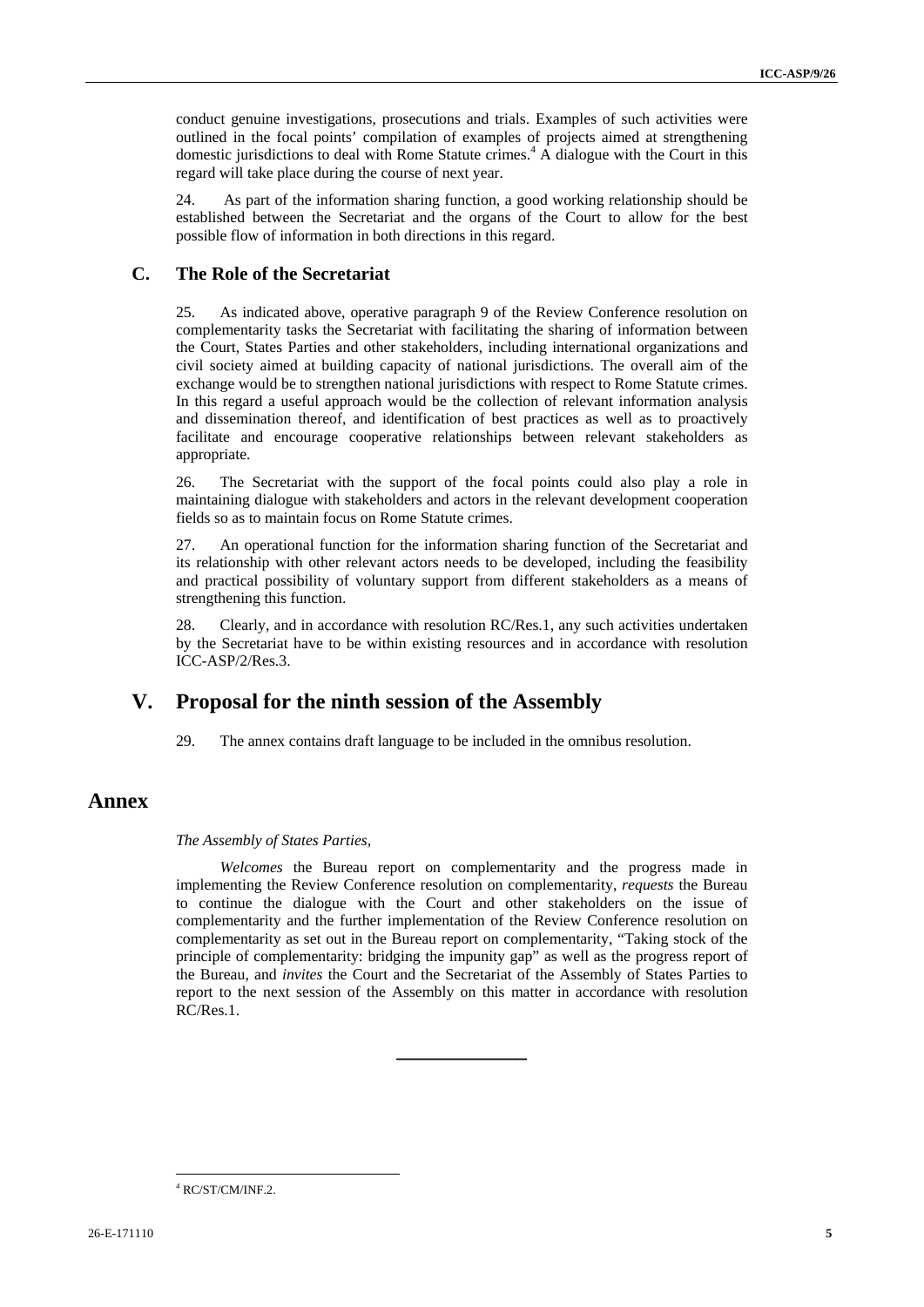conduct genuine investigations, prosecutions and trials. Examples of such activities were outlined in the focal points' compilation of examples of projects aimed at strengthening domestic jurisdictions to deal with Rome Statute crimes.[4] A dialogue with the Court in this regard will take place during the course of next year.

24. As part of the information sharing function, a good working relationship should be established between the Secretariat and the organs of the Court to allow for the best possible flow of information in both directions in this regard.

## C. The Role of the Secretariat

25. As indicated above, operative paragraph 9 of the Review Conference resolution on complementarity tasks the Secretariat with facilitating the sharing of information between the Court, States Parties and other stakeholders, including international organizations and civil society aimed at building capacity of national jurisdictions. The overall aim of the exchange would be to strengthen national jurisdictions with respect to Rome Statute crimes. In this regard a useful approach would be the collection of relevant information analysis and dissemination thereof, and identification of best practices as well as to proactively facilitate and encourage cooperative relationships between relevant stakeholders as appropriate.

26. The Secretariat with the support of the focal points could also play a role in maintaining dialogue with stakeholders and actors in the relevant development cooperation fields so as to maintain focus on Rome Statute crimes.

27. An operational function for the information sharing function of the Secretariat and its relationship with other relevant actors needs to be developed, including the feasibility and practical possibility of voluntary support from different stakeholders as a means of strengthening this function.

28. Clearly, and in accordance with resolution RC/Res.1, any such activities undertaken by the Secretariat have to be within existing resources and in accordance with resolution ICC-ASP/2/Res.3.

# V. Proposal for the ninth session of the Assembly

29. The annex contains draft language to be included in the omnibus resolution.

# Annex

*The Assembly of States Parties,*

*Welcomes* the Bureau report on complementarity and the progress made in implementing the Review Conference resolution on complementarity, *requests* the Bureau to continue the dialogue with the Court and other stakeholders on the issue of complementarity and the further implementation of the Review Conference resolution on complementarity as set out in the Bureau report on complementarity, "Taking stock of the principle of complementarity: bridging the impunity gap" as well as the progress report of the Bureau, and *invites* the Court and the Secretariat of the Assembly of States Parties to report to the next session of the Assembly on this matter in accordance with resolution RC/Res.1.

---

[4] RC/ST/CM/INF.2.